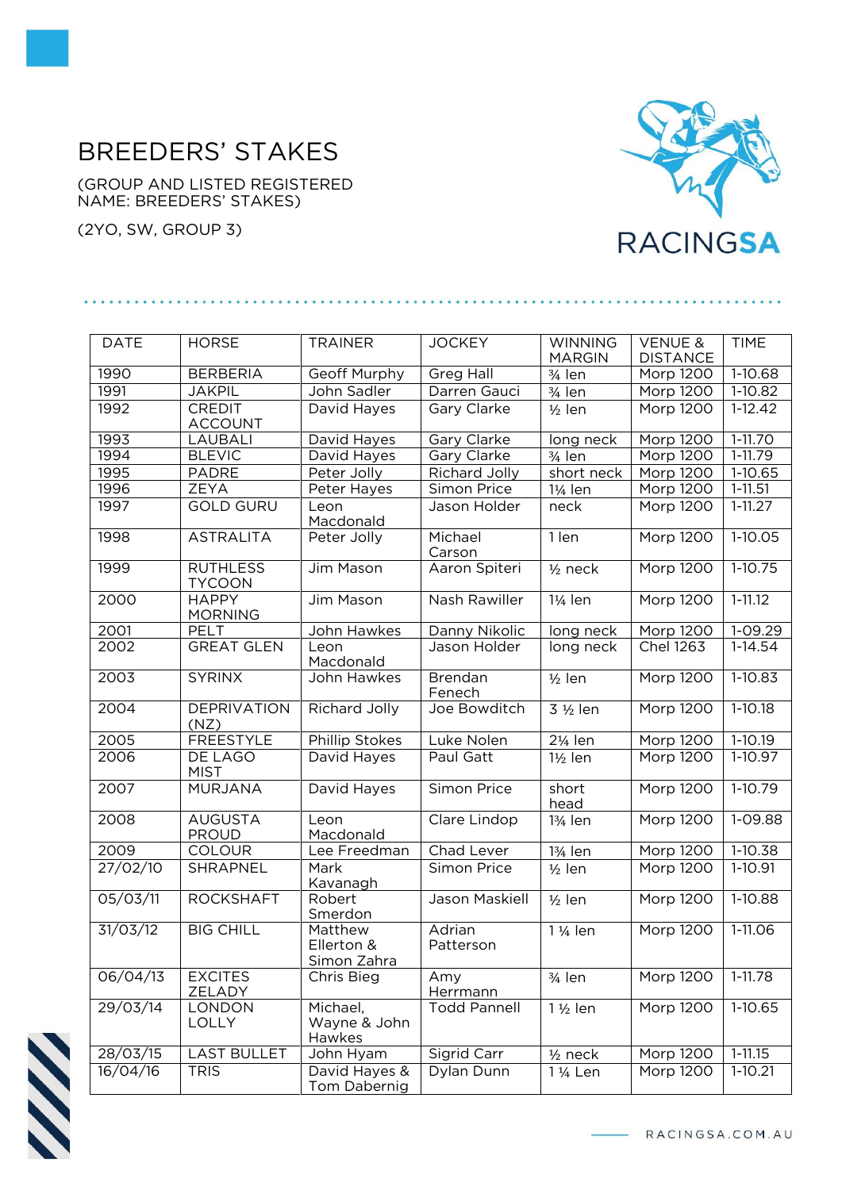# BREEDERS' STAKES

(GROUP AND LISTED REGISTERED NAME: BREEDERS' STAKES)

(2YO, SW, GROUP 3)

| DATE | HORSE | TRAINER | JOCKEY | WINNING MARGIN | VENUE & DISTANCE | TIME |
|---|---|---|---|---|---|---|
| 1990 | BERBERIA | Geoff Murphy | Greg Hall | ¾ len | Morp 1200 | 1-10.68 |
| 1991 | JAKPIL | John Sadler | Darren Gauci | ¾ len | Morp 1200 | 1-10.82 |
| 1992 | CREDIT ACCOUNT | David Hayes | Gary Clarke | ½ len | Morp 1200 | 1-12.42 |
| 1993 | LAUBALI | David Hayes | Gary Clarke | long neck | Morp 1200 | 1-11.70 |
| 1994 | BLEVIC | David Hayes | Gary Clarke | ¾ len | Morp 1200 | 1-11.79 |
| 1995 | PADRE | Peter Jolly | Richard Jolly | short neck | Morp 1200 | 1-10.65 |
| 1996 | ZEYA | Peter Hayes | Simon Price | 1¼ len | Morp 1200 | 1-11.51 |
| 1997 | GOLD GURU | Leon Macdonald | Jason Holder | neck | Morp 1200 | 1-11.27 |
| 1998 | ASTRALITA | Peter Jolly | Michael Carson | 1 len | Morp 1200 | 1-10.05 |
| 1999 | RUTHLESS TYCOON | Jim Mason | Aaron Spiteri | ½ neck | Morp 1200 | 1-10.75 |
| 2000 | HAPPY MORNING | Jim Mason | Nash Rawiller | 1¼ len | Morp 1200 | 1-11.12 |
| 2001 | PELT | John Hawkes | Danny Nikolic | long neck | Morp 1200 | 1-09.29 |
| 2002 | GREAT GLEN | Leon Macdonald | Jason Holder | long neck | Chel 1263 | 1-14.54 |
| 2003 | SYRINX | John Hawkes | Brendan Fenech | ½ len | Morp 1200 | 1-10.83 |
| 2004 | DEPRIVATION (NZ) | Richard Jolly | Joe Bowditch | 3 ½ len | Morp 1200 | 1-10.18 |
| 2005 | FREESTYLE | Phillip Stokes | Luke Nolen | 2¼ len | Morp 1200 | 1-10.19 |
| 2006 | DE LAGO MIST | David Hayes | Paul Gatt | 1½ len | Morp 1200 | 1-10.97 |
| 2007 | MURJANA | David Hayes | Simon Price | short head | Morp 1200 | 1-10.79 |
| 2008 | AUGUSTA PROUD | Leon Macdonald | Clare Lindop | 1¾ len | Morp 1200 | 1-09.88 |
| 2009 | COLOUR | Lee Freedman | Chad Lever | 1¾ len | Morp 1200 | 1-10.38 |
| 27/02/10 | SHRAPNEL | Mark Kavanagh | Simon Price | ½ len | Morp 1200 | 1-10.91 |
| 05/03/11 | ROCKSHAFT | Robert Smerdon | Jason Maskiell | ½ len | Morp 1200 | 1-10.88 |
| 31/03/12 | BIG CHILL | Matthew Ellerton & Simon Zahra | Adrian Patterson | 1 ¼ len | Morp 1200 | 1-11.06 |
| 06/04/13 | EXCITES ZELADY | Chris Bieg | Amy Herrmann | ¾ len | Morp 1200 | 1-11.78 |
| 29/03/14 | LONDON LOLLY | Michael, Wayne & John Hawkes | Todd Pannell | 1 ½ len | Morp 1200 | 1-10.65 |
| 28/03/15 | LAST BULLET | John Hyam | Sigrid Carr | ½ neck | Morp 1200 | 1-11.15 |
| 16/04/16 | TRIS | David Hayes & Tom Dabernig | Dylan Dunn | 1 ¼ Len | Morp 1200 | 1-10.21 |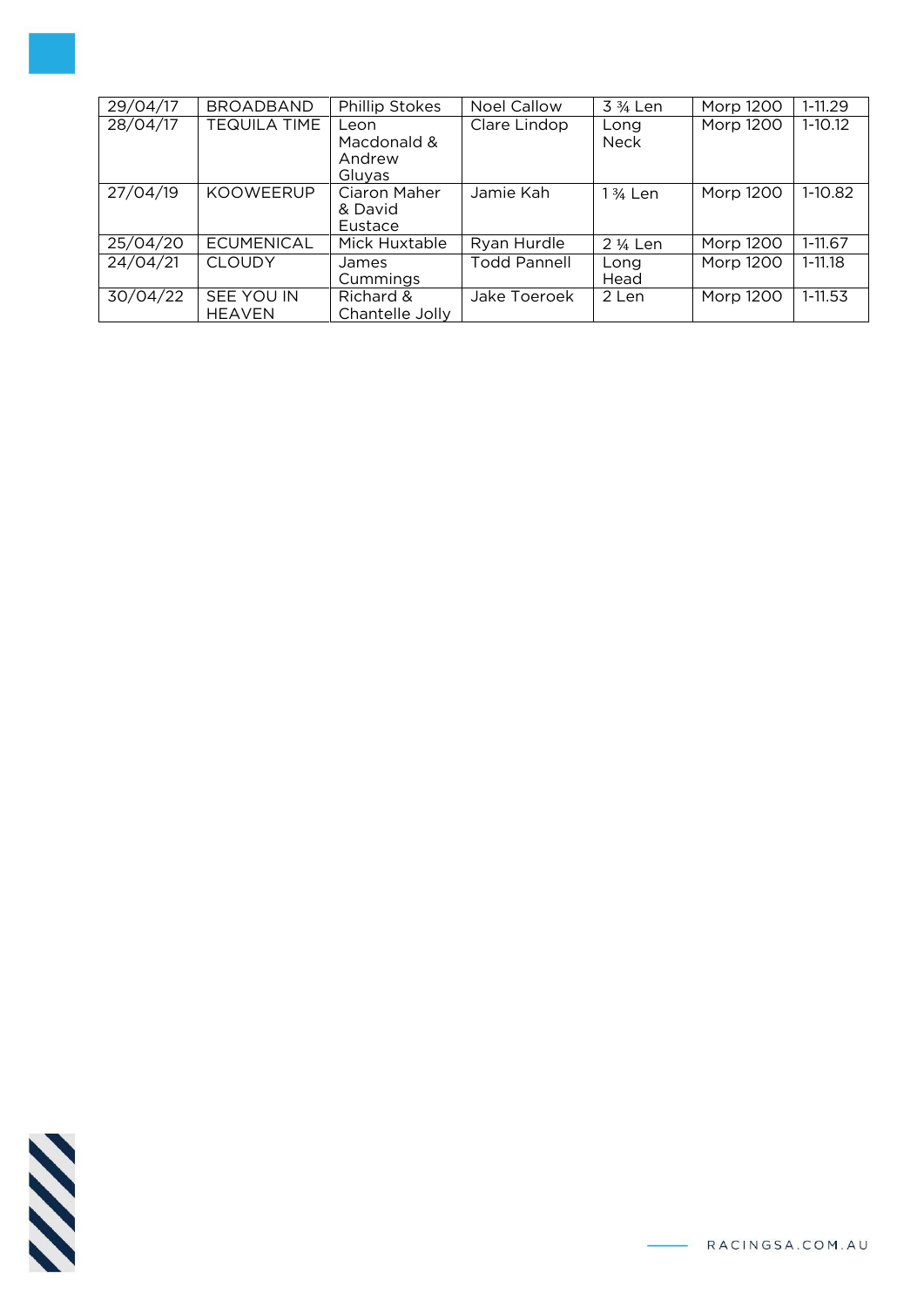| | | | | | | |
|---|---|---|---|---|---|---|
| 29/04/17 | BROADBAND | Phillip Stokes | Noel Callow | 3 ¾ Len | Morp 1200 | 1-11.29 |
| 28/04/17 | TEQUILA TIME | Leon Macdonald & Andrew Gluyas | Clare Lindop | Long Neck | Morp 1200 | 1-10.12 |
| 27/04/19 | KOOWEERUP | Ciaron Maher & David Eustace | Jamie Kah | 1 ¾ Len | Morp 1200 | 1-10.82 |
| 25/04/20 | ECUMENICAL | Mick Huxtable | Ryan Hurdle | 2 ¼ Len | Morp 1200 | 1-11.67 |
| 24/04/21 | CLOUDY | James Cummings | Todd Pannell | Long Head | Morp 1200 | 1-11.18 |
| 30/04/22 | SEE YOU IN HEAVEN | Richard & Chantelle Jolly | Jake Toeroek | 2 Len | Morp 1200 | 1-11.53 |